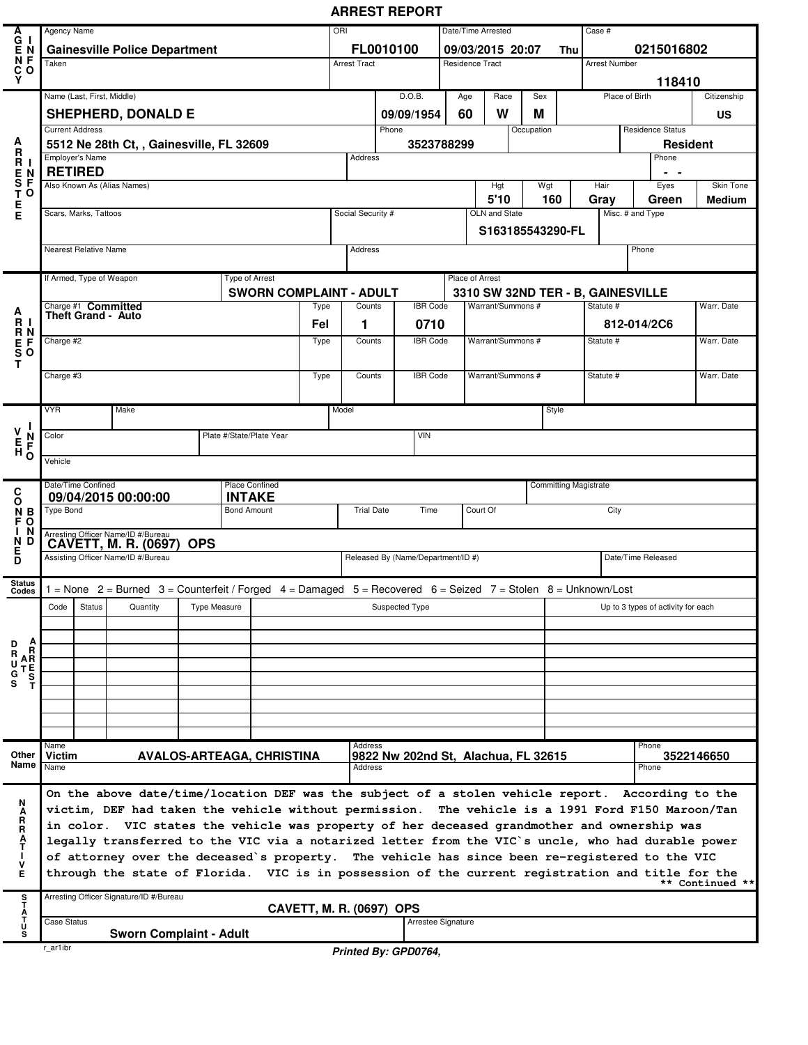# ARREST REPORT

## AGENCY INFO

| Agency Name | ORI | Date/Time Arrested | | Case # |
|---|---|---|---|---|
| Gainesville Police Department | FL0010100 | 09/03/2015 20:07 | Thu | 0215016802 |

| Taken | Arrest Tract | Residence Tract | Arrest Number |
|---|---|---|---|
| | | | 118410 |

## ARRESTEE INFO

| Name (Last, First, Middle) | D.O.B. | Age | Race | Sex | Place of Birth | Citizenship |
|---|---|---|---|---|---|---|
| SHEPHERD, DONALD E | 09/09/1954 | 60 | W | M | | US |

| Current Address | Phone | Occupation | Residence Status |
|---|---|---|---|
| 5512 Ne 28th Ct, , Gainesville, FL 32609 | 3523788299 | | Resident |

| Employer's Name | Address | Phone |
|---|---|---|
| RETIRED | | - - |

| Also Known As (Alias Names) | Hgt | Wgt | Hair | Eyes | Skin Tone |
|---|---|---|---|---|---|
| | 5'10 | 160 | Gray | Green | Medium |

| Scars, Marks, Tattoos | Social Security # | OLN and State | Misc. # and Type |
|---|---|---|---|
| | | S163185543290-FL | |

| Nearest Relative Name | Address | Phone |
|---|---|---|
| | | |

## ARREST INFO

| If Armed, Type of Weapon | Type of Arrest | Place of Arrest |
|---|---|---|
| | SWORN COMPLAINT - ADULT | 3310 SW 32ND TER - B, GAINESVILLE |

| Charge | Type | Counts | IBR Code | Warrant/Summons # | Statute # | Warr. Date |
|---|---|---|---|---|---|---|
| Charge #1 Committed Theft Grand - Auto | Fel | 1 | 0710 | | 812-014/2C6 | |
| Charge #2 | | | | | | |
| Charge #3 | | | | | | |

## VEH INFO

| VYR | Make | Model | Style |
|---|---|---|---|
| | | | |

| Color | Plate #/State/Plate Year | VIN |
|---|---|---|
| | | |

Vehicle:

## CONFINED / BOND INFO

| Date/Time Confined | Place Confined | Committing Magistrate |
|---|---|---|
| 09/04/2015 00:00:00 | INTAKE | |

| Type Bond | Bond Amount | Trial Date | Time | Court Of | City |
|---|---|---|---|---|---|
| | | | | | |

Arresting Officer Name/ID #/Bureau: CAVETT, M. R. (0697) OPS

| Assisting Officer Name/ID #/Bureau | Released By (Name/Department/ID #) | Date/Time Released |
|---|---|---|
| | | |

**Status Codes:** 1 = None 2 = Burned 3 = Counterfeit / Forged 4 = Damaged 5 = Recovered 6 = Seized 7 = Stolen 8 = Unknown/Lost

## DRUGS ARREST

| Code | Status | Quantity | Type Measure | Suspected Type | Up to 3 types of activity for each |
|---|---|---|---|---|---|
| | | | | | |

## Other Name

| Name | Address | Phone |
|---|---|---|
| Victim AVALOS-ARTEAGA, CHRISTINA | 9822 Nw 202nd St, Alachua, FL 32615 | 3522146650 |
| | | |

## NARRATIVE

On the above date/time/location DEF was the subject of a stolen vehicle report. According to the victim, DEF had taken the vehicle without permission. The vehicle is a 1991 Ford F150 Maroon/Tan in color. VIC states the vehicle was property of her deceased grandmother and ownership was legally transferred to the VIC via a notarized letter from the VIC`s uncle, who had durable power of attorney over the deceased`s property. The vehicle has since been re-registered to the VIC through the state of Florida. VIC is in possession of the current registration and title for the

** Continued **

## STATUS

Arresting Officer Signature/ID #/Bureau: CAVETT, M. R. (0697) OPS

| Case Status | Arrestee Signature |
|---|---|
| Sworn Complaint - Adult | |

r_ar1ibr

*Printed By: GPD0764,*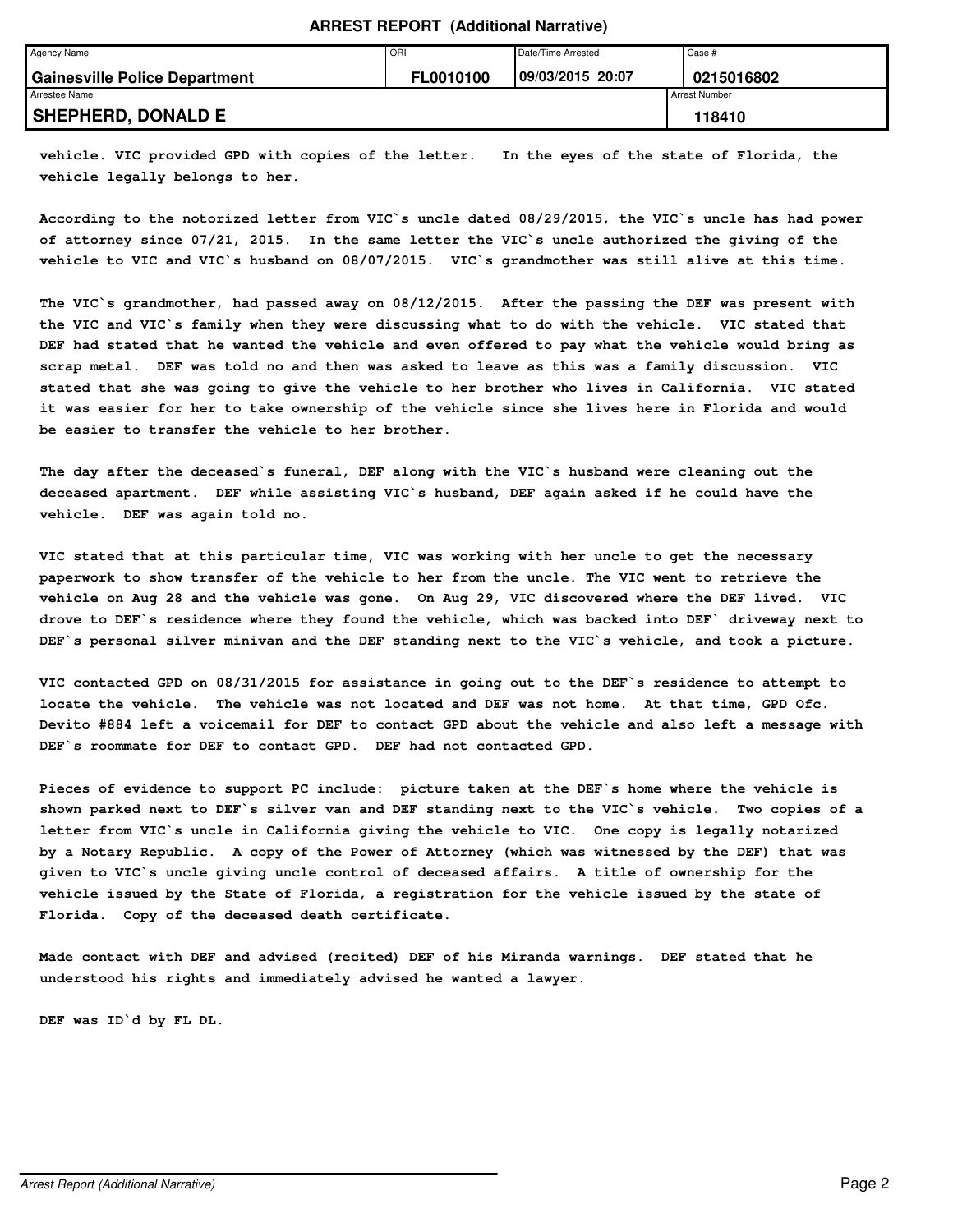## ARREST REPORT (Additional Narrative)

| Agency Name | ORI | Date/Time Arrested | Case # |
|---|---|---|---|
| Gainesville Police Department | FL0010100 | 09/03/2015 20:07 | 0215016802 |
| **Arrestee Name** | | | **Arrest Number** |
| SHEPHERD, DONALD E | | | 118410 |

vehicle. VIC provided GPD with copies of the letter. In the eyes of the state of Florida, the vehicle legally belongs to her.

According to the notorized letter from VIC`s uncle dated 08/29/2015, the VIC`s uncle has had power of attorney since 07/21, 2015. In the same letter the VIC`s uncle authorized the giving of the vehicle to VIC and VIC`s husband on 08/07/2015. VIC`s grandmother was still alive at this time.

The VIC`s grandmother, had passed away on 08/12/2015. After the passing the DEF was present with the VIC and VIC`s family when they were discussing what to do with the vehicle. VIC stated that DEF had stated that he wanted the vehicle and even offered to pay what the vehicle would bring as scrap metal. DEF was told no and then was asked to leave as this was a family discussion. VIC stated that she was going to give the vehicle to her brother who lives in California. VIC stated it was easier for her to take ownership of the vehicle since she lives here in Florida and would be easier to transfer the vehicle to her brother.

The day after the deceased`s funeral, DEF along with the VIC`s husband were cleaning out the deceased apartment. DEF while assisting VIC`s husband, DEF again asked if he could have the vehicle. DEF was again told no.

VIC stated that at this particular time, VIC was working with her uncle to get the necessary paperwork to show transfer of the vehicle to her from the uncle. The VIC went to retrieve the vehicle on Aug 28 and the vehicle was gone. On Aug 29, VIC discovered where the DEF lived. VIC drove to DEF`s residence where they found the vehicle, which was backed into DEF` driveway next to DEF`s personal silver minivan and the DEF standing next to the VIC`s vehicle, and took a picture.

VIC contacted GPD on 08/31/2015 for assistance in going out to the DEF`s residence to attempt to locate the vehicle. The vehicle was not located and DEF was not home. At that time, GPD Ofc. Devito #884 left a voicemail for DEF to contact GPD about the vehicle and also left a message with DEF`s roommate for DEF to contact GPD. DEF had not contacted GPD.

Pieces of evidence to support PC include: picture taken at the DEF`s home where the vehicle is shown parked next to DEF`s silver van and DEF standing next to the VIC`s vehicle. Two copies of a letter from VIC`s uncle in California giving the vehicle to VIC. One copy is legally notarized by a Notary Republic. A copy of the Power of Attorney (which was witnessed by the DEF) that was given to VIC`s uncle giving uncle control of deceased affairs. A title of ownership for the vehicle issued by the State of Florida, a registration for the vehicle issued by the state of Florida. Copy of the deceased death certificate.

Made contact with DEF and advised (recited) DEF of his Miranda warnings. DEF stated that he understood his rights and immediately advised he wanted a lawyer.

DEF was ID`d by FL DL.